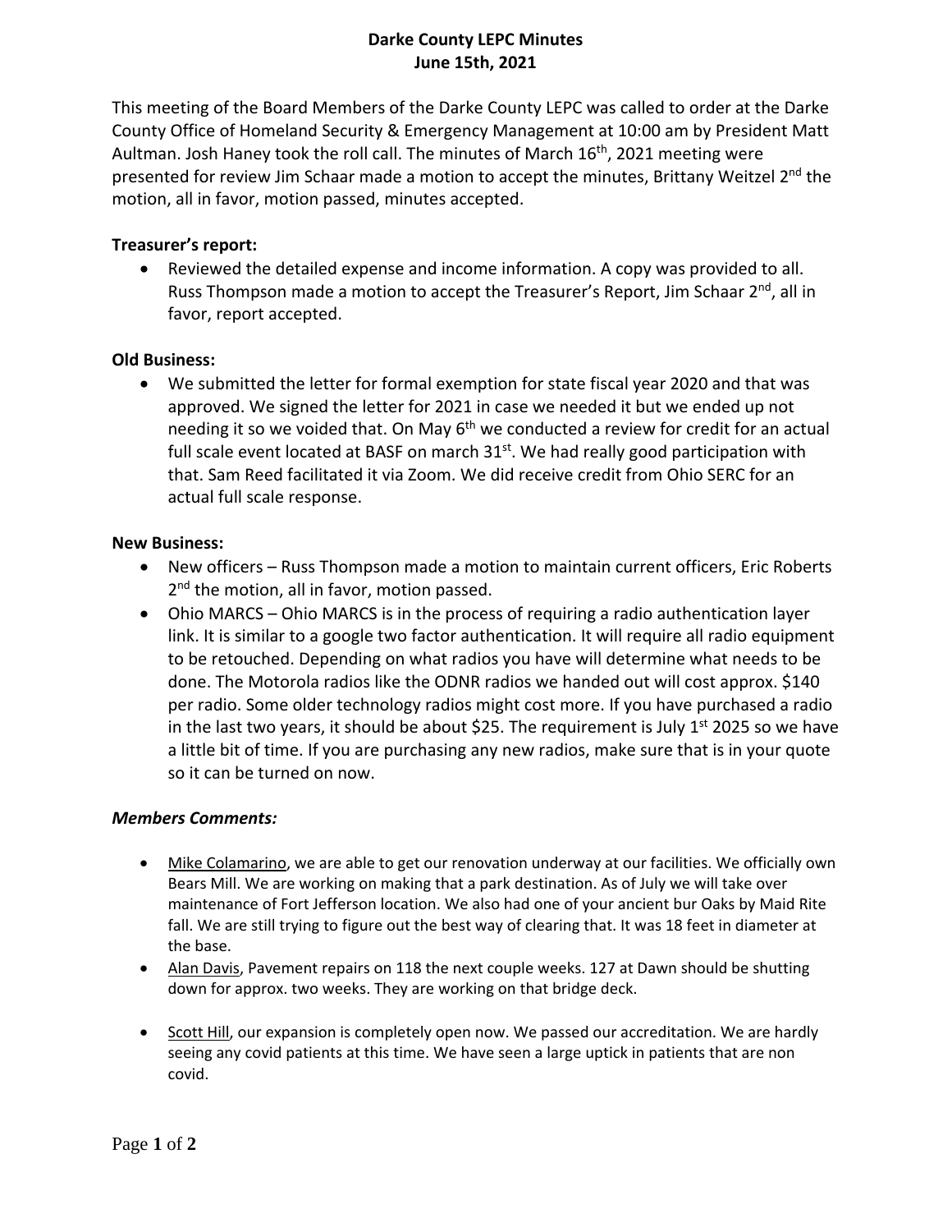# Darke County LEPC Minutes
## June 15th, 2021

This meeting of the Board Members of the Darke County LEPC was called to order at the Darke County Office of Homeland Security & Emergency Management at 10:00 am by President Matt Aultman. Josh Haney took the roll call. The minutes of March 16th, 2021 meeting were presented for review Jim Schaar made a motion to accept the minutes, Brittany Weitzel 2nd the motion, all in favor, motion passed, minutes accepted.

**Treasurer's report:**

- Reviewed the detailed expense and income information. A copy was provided to all. Russ Thompson made a motion to accept the Treasurer's Report, Jim Schaar 2nd, all in favor, report accepted.

**Old Business:**

- We submitted the letter for formal exemption for state fiscal year 2020 and that was approved. We signed the letter for 2021 in case we needed it but we ended up not needing it so we voided that. On May 6th we conducted a review for credit for an actual full scale event located at BASF on march 31st. We had really good participation with that. Sam Reed facilitated it via Zoom. We did receive credit from Ohio SERC for an actual full scale response.

**New Business:**

- New officers – Russ Thompson made a motion to maintain current officers, Eric Roberts 2nd the motion, all in favor, motion passed.
- Ohio MARCS – Ohio MARCS is in the process of requiring a radio authentication layer link. It is similar to a google two factor authentication. It will require all radio equipment to be retouched. Depending on what radios you have will determine what needs to be done. The Motorola radios like the ODNR radios we handed out will cost approx. $140 per radio. Some older technology radios might cost more. If you have purchased a radio in the last two years, it should be about $25. The requirement is July 1st 2025 so we have a little bit of time. If you are purchasing any new radios, make sure that is in your quote so it can be turned on now.

***Members Comments:***

- Mike Colamarino, we are able to get our renovation underway at our facilities. We officially own Bears Mill. We are working on making that a park destination. As of July we will take over maintenance of Fort Jefferson location. We also had one of your ancient bur Oaks by Maid Rite fall. We are still trying to figure out the best way of clearing that. It was 18 feet in diameter at the base.
- Alan Davis, Pavement repairs on 118 the next couple weeks. 127 at Dawn should be shutting down for approx. two weeks. They are working on that bridge deck.
- Scott Hill, our expansion is completely open now. We passed our accreditation. We are hardly seeing any covid patients at this time. We have seen a large uptick in patients that are non covid.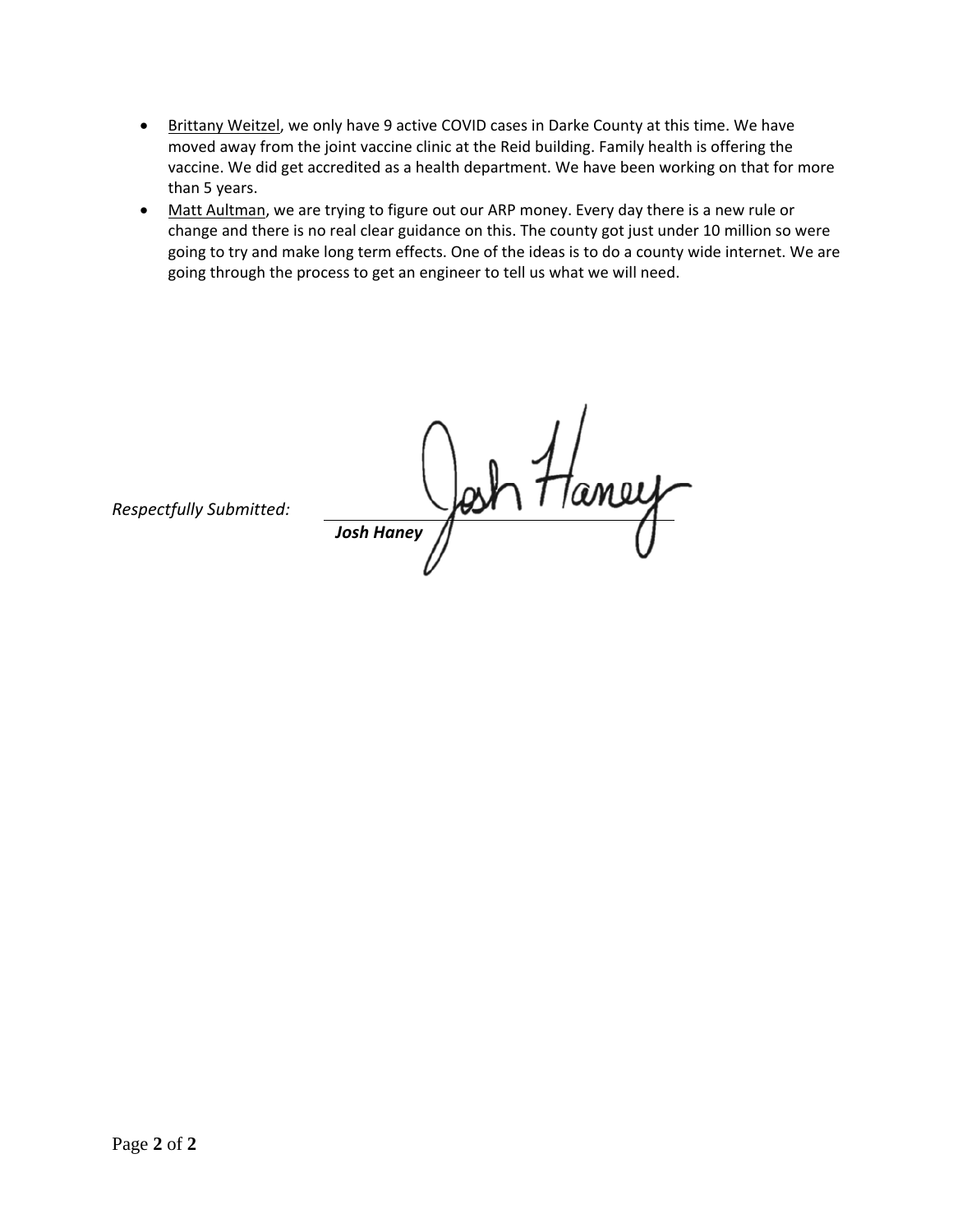- Brittany Weitzel, we only have 9 active COVID cases in Darke County at this time. We have moved away from the joint vaccine clinic at the Reid building. Family health is offering the vaccine. We did get accredited as a health department. We have been working on that for more than 5 years.
- Matt Aultman, we are trying to figure out our ARP money. Every day there is a new rule or change and there is no real clear guidance on this. The county got just under 10 million so were going to try and make long term effects. One of the ideas is to do a county wide internet. We are going through the process to get an engineer to tell us what we will need.

*Respectfully Submitted:* ______________________

***Josh Haney***